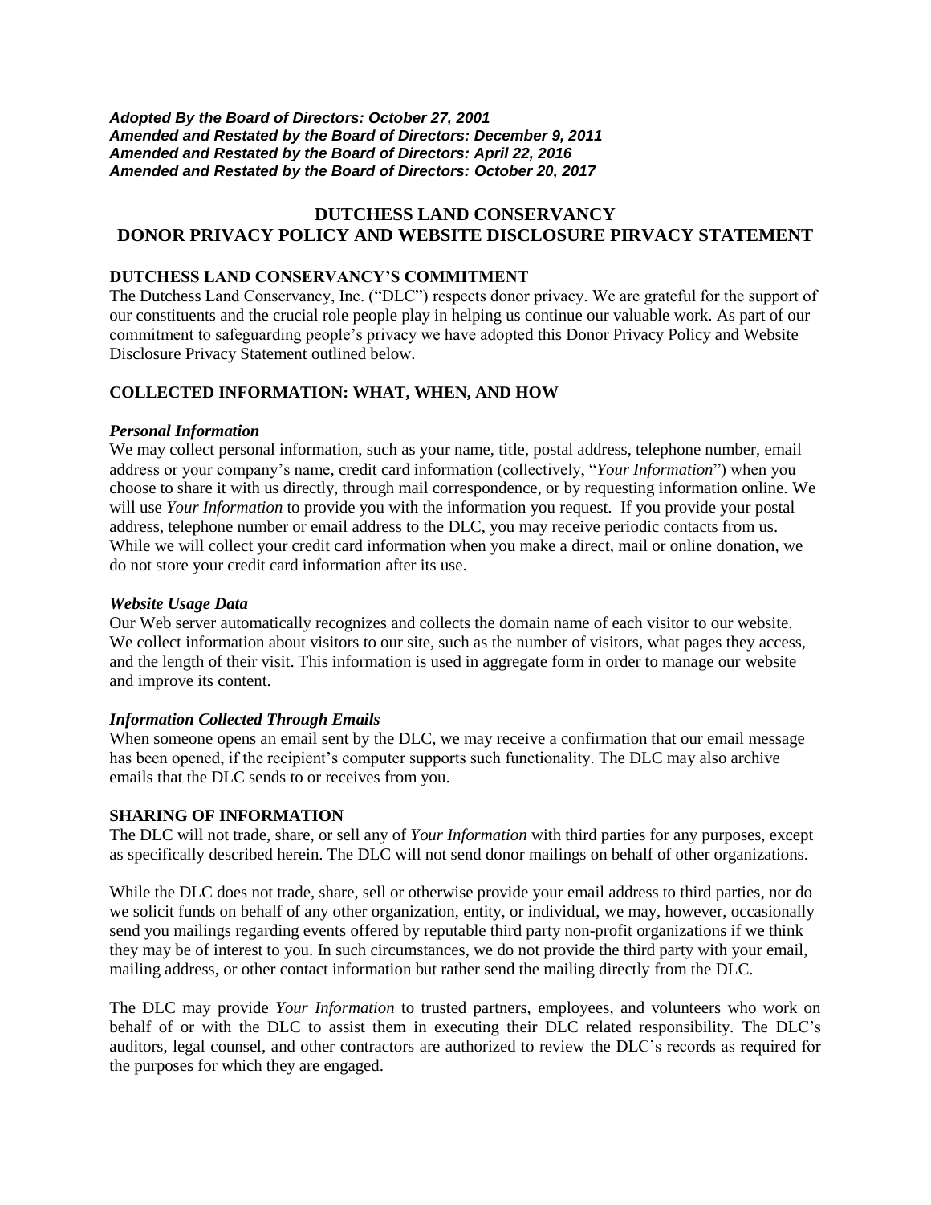***Adopted By the Board of Directors: October 27, 2001***
***Amended and Restated by the Board of Directors: December 9, 2011***
***Amended and Restated by the Board of Directors: April 22, 2016***
***Amended and Restated by the Board of Directors: October 20, 2017***

# DUTCHESS LAND CONSERVANCY
# DONOR PRIVACY POLICY AND WEBSITE DISCLOSURE PIRVACY STATEMENT

## DUTCHESS LAND CONSERVANCY'S COMMITMENT

The Dutchess Land Conservancy, Inc. ("DLC") respects donor privacy. We are grateful for the support of our constituents and the crucial role people play in helping us continue our valuable work. As part of our commitment to safeguarding people's privacy we have adopted this Donor Privacy Policy and Website Disclosure Privacy Statement outlined below.

## COLLECTED INFORMATION: WHAT, WHEN, AND HOW

### *Personal Information*

We may collect personal information, such as your name, title, postal address, telephone number, email address or your company's name, credit card information (collectively, "*Your Information*") when you choose to share it with us directly, through mail correspondence, or by requesting information online. We will use *Your Information* to provide you with the information you request. If you provide your postal address, telephone number or email address to the DLC, you may receive periodic contacts from us. While we will collect your credit card information when you make a direct, mail or online donation, we do not store your credit card information after its use.

### *Website Usage Data*

Our Web server automatically recognizes and collects the domain name of each visitor to our website. We collect information about visitors to our site, such as the number of visitors, what pages they access, and the length of their visit. This information is used in aggregate form in order to manage our website and improve its content.

### *Information Collected Through Emails*

When someone opens an email sent by the DLC, we may receive a confirmation that our email message has been opened, if the recipient's computer supports such functionality. The DLC may also archive emails that the DLC sends to or receives from you.

## SHARING OF INFORMATION

The DLC will not trade, share, or sell any of *Your Information* with third parties for any purposes, except as specifically described herein. The DLC will not send donor mailings on behalf of other organizations.

While the DLC does not trade, share, sell or otherwise provide your email address to third parties, nor do we solicit funds on behalf of any other organization, entity, or individual, we may, however, occasionally send you mailings regarding events offered by reputable third party non-profit organizations if we think they may be of interest to you. In such circumstances, we do not provide the third party with your email, mailing address, or other contact information but rather send the mailing directly from the DLC.

The DLC may provide *Your Information* to trusted partners, employees, and volunteers who work on behalf of or with the DLC to assist them in executing their DLC related responsibility. The DLC's auditors, legal counsel, and other contractors are authorized to review the DLC's records as required for the purposes for which they are engaged.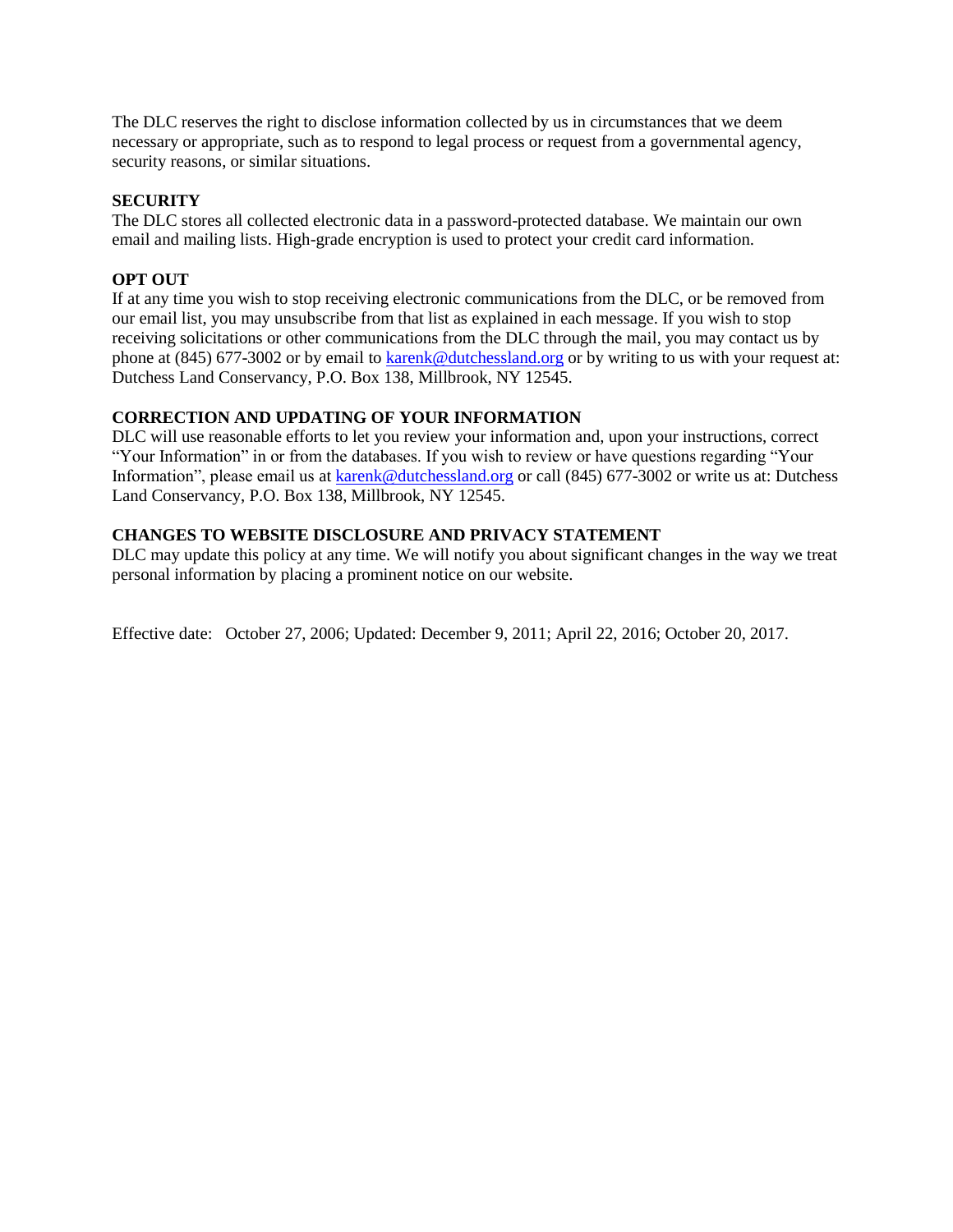The DLC reserves the right to disclose information collected by us in circumstances that we deem necessary or appropriate, such as to respond to legal process or request from a governmental agency, security reasons, or similar situations.

**SECURITY**

The DLC stores all collected electronic data in a password-protected database. We maintain our own email and mailing lists. High-grade encryption is used to protect your credit card information.

**OPT OUT**

If at any time you wish to stop receiving electronic communications from the DLC, or be removed from our email list, you may unsubscribe from that list as explained in each message. If you wish to stop receiving solicitations or other communications from the DLC through the mail, you may contact us by phone at (845) 677-3002 or by email to karenk@dutchessland.org or by writing to us with your request at: Dutchess Land Conservancy, P.O. Box 138, Millbrook, NY 12545.

**CORRECTION AND UPDATING OF YOUR INFORMATION**

DLC will use reasonable efforts to let you review your information and, upon your instructions, correct “Your Information” in or from the databases. If you wish to review or have questions regarding “Your Information”, please email us at karenk@dutchessland.org or call (845) 677-3002 or write us at: Dutchess Land Conservancy, P.O. Box 138, Millbrook, NY 12545.

**CHANGES TO WEBSITE DISCLOSURE AND PRIVACY STATEMENT**

DLC may update this policy at any time. We will notify you about significant changes in the way we treat personal information by placing a prominent notice on our website.

Effective date: October 27, 2006; Updated: December 9, 2011; April 22, 2016; October 20, 2017.